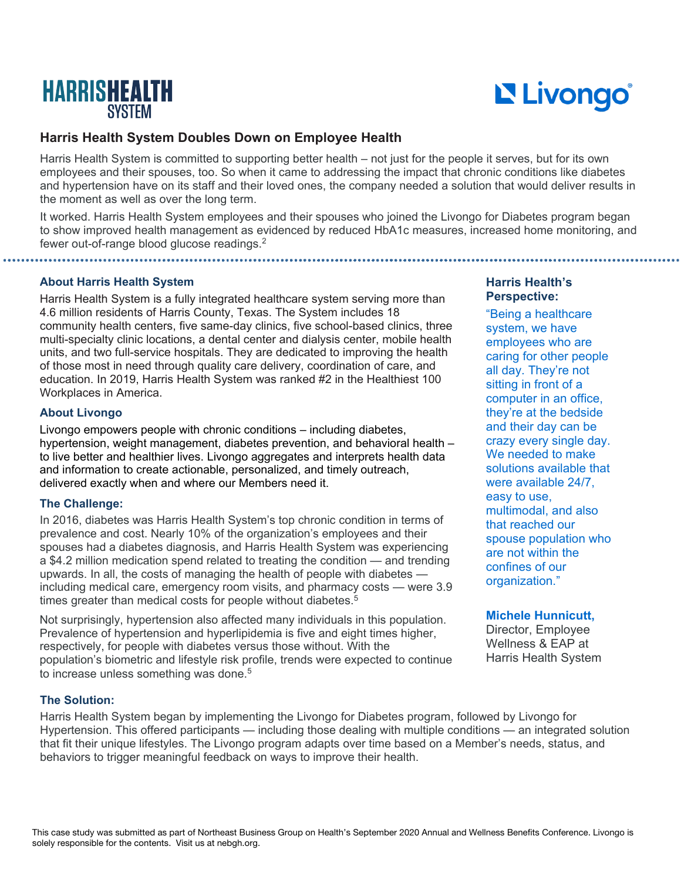HARRIS HEALTH SYSTEM

Livongo

# Harris Health System Doubles Down on Employee Health

Harris Health System is committed to supporting better health – not just for the people it serves, but for its own employees and their spouses, too. So when it came to addressing the impact that chronic conditions like diabetes and hypertension have on its staff and their loved ones, the company needed a solution that would deliver results in the moment as well as over the long term.

It worked. Harris Health System employees and their spouses who joined the Livongo for Diabetes program began to show improved health management as evidenced by reduced HbA1c measures, increased home monitoring, and fewer out-of-range blood glucose readings.[2]

## About Harris Health System

Harris Health System is a fully integrated healthcare system serving more than 4.6 million residents of Harris County, Texas. The System includes 18 community health centers, five same-day clinics, five school-based clinics, three multi-specialty clinic locations, a dental center and dialysis center, mobile health units, and two full-service hospitals. They are dedicated to improving the health of those most in need through quality care delivery, coordination of care, and education. In 2019, Harris Health System was ranked #2 in the Healthiest 100 Workplaces in America.

## About Livongo

Livongo empowers people with chronic conditions – including diabetes, hypertension, weight management, diabetes prevention, and behavioral health – to live better and healthier lives. Livongo aggregates and interprets health data and information to create actionable, personalized, and timely outreach, delivered exactly when and where our Members need it.

## The Challenge:

In 2016, diabetes was Harris Health System's top chronic condition in terms of prevalence and cost. Nearly 10% of the organization's employees and their spouses had a diabetes diagnosis, and Harris Health System was experiencing a $4.2 million medication spend related to treating the condition — and trending upwards. In all, the costs of managing the health of people with diabetes — including medical care, emergency room visits, and pharmacy costs — were 3.9 times greater than medical costs for people without diabetes.[5]

Not surprisingly, hypertension also affected many individuals in this population. Prevalence of hypertension and hyperlipidemia is five and eight times higher, respectively, for people with diabetes versus those without. With the population's biometric and lifestyle risk profile, trends were expected to continue to increase unless something was done.[5]

## Harris Health's Perspective:

"Being a healthcare system, we have employees who are caring for other people all day. They're not sitting in front of a computer in an office, they're at the bedside and their day can be crazy every single day. We needed to make solutions available that were available 24/7, easy to use, multimodal, and also that reached our spouse population who are not within the confines of our organization."

**Michele Hunnicutt,**
Director, Employee Wellness & EAP at Harris Health System

## The Solution:

Harris Health System began by implementing the Livongo for Diabetes program, followed by Livongo for Hypertension. This offered participants — including those dealing with multiple conditions — an integrated solution that fit their unique lifestyles. The Livongo program adapts over time based on a Member's needs, status, and behaviors to trigger meaningful feedback on ways to improve their health.

This case study was submitted as part of Northeast Business Group on Health's September 2020 Annual and Wellness Benefits Conference. Livongo is solely responsible for the contents. Visit us at nebgh.org.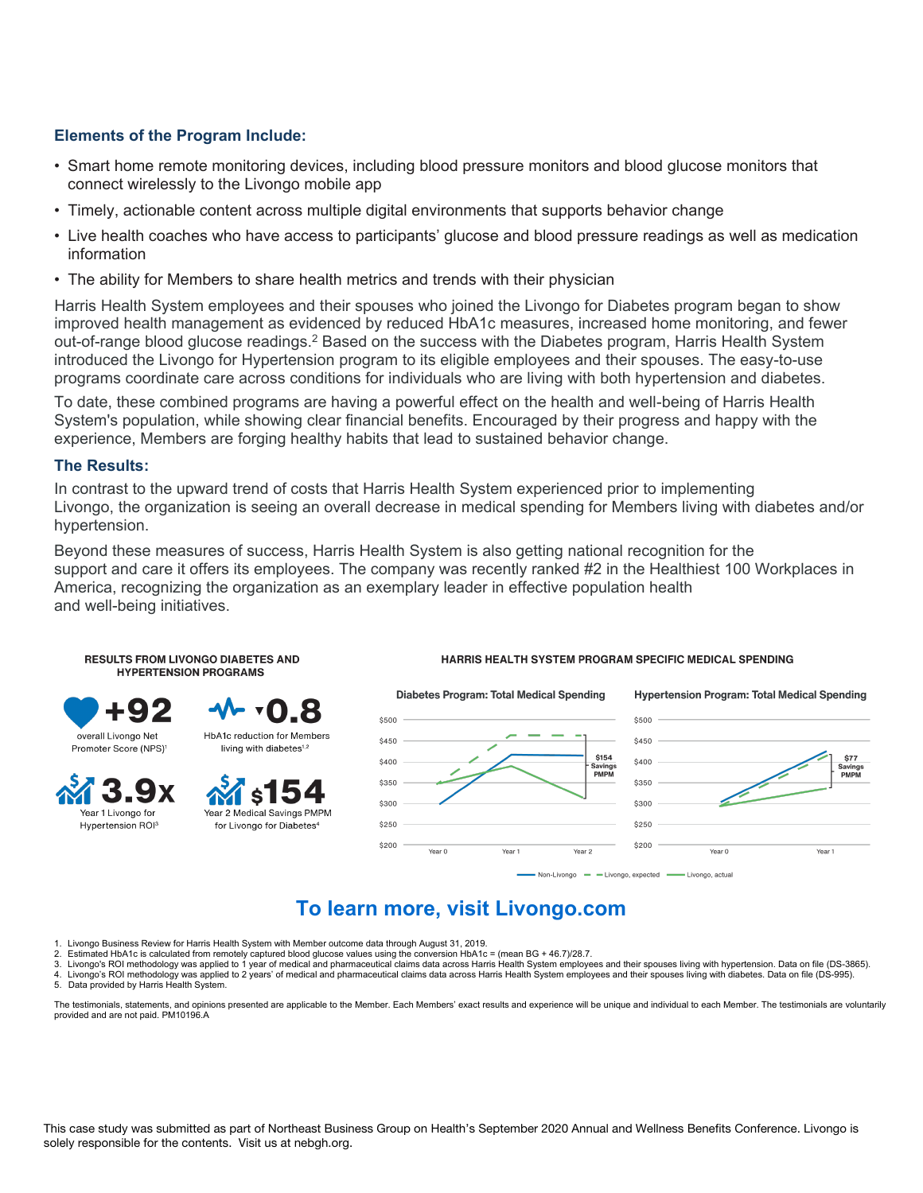### Elements of the Program Include:

- Smart home remote monitoring devices, including blood pressure monitors and blood glucose monitors that connect wirelessly to the Livongo mobile app
- Timely, actionable content across multiple digital environments that supports behavior change
- Live health coaches who have access to participants' glucose and blood pressure readings as well as medication information
- The ability for Members to share health metrics and trends with their physician

Harris Health System employees and their spouses who joined the Livongo for Diabetes program began to show improved health management as evidenced by reduced HbA1c measures, increased home monitoring, and fewer out-of-range blood glucose readings.[2] Based on the success with the Diabetes program, Harris Health System introduced the Livongo for Hypertension program to its eligible employees and their spouses. The easy-to-use programs coordinate care across conditions for individuals who are living with both hypertension and diabetes.

To date, these combined programs are having a powerful effect on the health and well-being of Harris Health System's population, while showing clear financial benefits. Encouraged by their progress and happy with the experience, Members are forging healthy habits that lead to sustained behavior change.

### The Results:

In contrast to the upward trend of costs that Harris Health System experienced prior to implementing Livongo, the organization is seeing an overall decrease in medical spending for Members living with diabetes and/or hypertension.

Beyond these measures of success, Harris Health System is also getting national recognition for the support and care it offers its employees. The company was recently ranked #2 in the Healthiest 100 Workplaces in America, recognizing the organization as an exemplary leader in effective population health and well-being initiatives.

**RESULTS FROM LIVONGO DIABETES AND HYPERTENSION PROGRAMS**

**+92**
overall Livongo Net Promoter Score (NPS)[1]

**▾0.8**
HbA1c reduction for Members living with diabetes[1,2]

**3.9x**
Year 1 Livongo for Hypertension ROI[3]

**$154**
Year 2 Medical Savings PMPM for Livongo for Diabetes[4]

**HARRIS HEALTH SYSTEM PROGRAM SPECIFIC MEDICAL SPENDING**

Diabetes Program: Total Medical Spending

$500
$450
$400
$350
$300
$250
$200
Year 0
Year 1
Year 2
$154 Savings PMPM

Hypertension Program: Total Medical Spending

$500
$450
$400
$350
$300
$250
$200
Year 0
Year 1
$77 Savings PMPM

Non-Livongo
Livongo, expected
Livongo, actual

## To learn more, visit Livongo.com

1. Livongo Business Review for Harris Health System with Member outcome data through August 31, 2019.
2. Estimated HbA1c is calculated from remotely captured blood glucose values using the conversion HbA1c = (mean BG + 46.7)/28.7.
3. Livongo's ROI methodology was applied to 1 year of medical and pharmaceutical claims data across Harris Health System employees and their spouses living with hypertension. Data on file (DS-3865).
4. Livongo's ROI methodology was applied to 2 years' of medical and pharmaceutical claims data across Harris Health System employees and their spouses living with diabetes. Data on file (DS-995).
5. Data provided by Harris Health System.

The testimonials, statements, and opinions presented are applicable to the Member. Each Members' exact results and experience will be unique and individual to each Member. The testimonials are voluntarily provided and are not paid. PM10196.A

This case study was submitted as part of Northeast Business Group on Health's September 2020 Annual and Wellness Benefits Conference. Livongo is solely responsible for the contents. Visit us at nebgh.org.